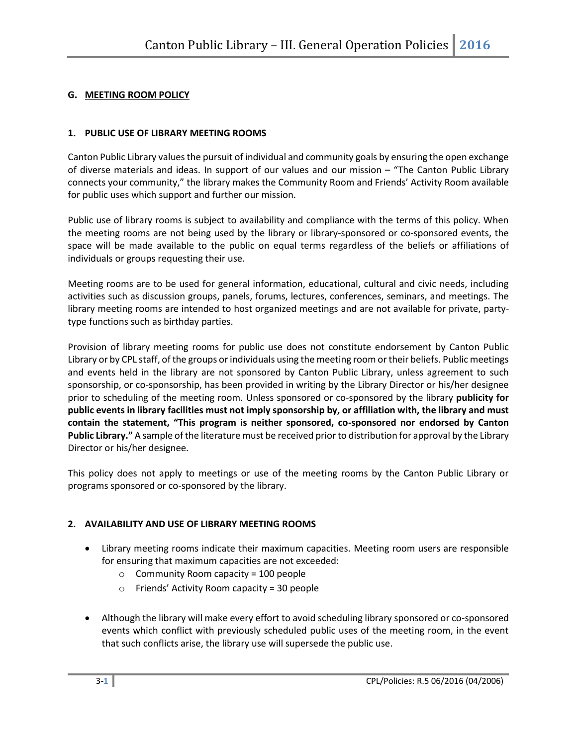## G. MEETING ROOM POLICY

### 1. PUBLIC USE OF LIBRARY MEETING ROOMS

Canton Public Library values the pursuit of individual and community goals by ensuring the open exchange of diverse materials and ideas. In support of our values and our mission – "The Canton Public Library connects your community," the library makes the Community Room and Friends' Activity Room available for public uses which support and further our mission.

Public use of library rooms is subject to availability and compliance with the terms of this policy. When the meeting rooms are not being used by the library or library-sponsored or co-sponsored events, the space will be made available to the public on equal terms regardless of the beliefs or affiliations of individuals or groups requesting their use.

Meeting rooms are to be used for general information, educational, cultural and civic needs, including activities such as discussion groups, panels, forums, lectures, conferences, seminars, and meetings. The library meeting rooms are intended to host organized meetings and are not available for private, party-type functions such as birthday parties.

Provision of library meeting rooms for public use does not constitute endorsement by Canton Public Library or by CPL staff, of the groups or individuals using the meeting room or their beliefs. Public meetings and events held in the library are not sponsored by Canton Public Library, unless agreement to such sponsorship, or co-sponsorship, has been provided in writing by the Library Director or his/her designee prior to scheduling of the meeting room. Unless sponsored or co-sponsored by the library **publicity for public events in library facilities must not imply sponsorship by, or affiliation with, the library and must contain the statement, "This program is neither sponsored, co-sponsored nor endorsed by Canton Public Library."** A sample of the literature must be received prior to distribution for approval by the Library Director or his/her designee.

This policy does not apply to meetings or use of the meeting rooms by the Canton Public Library or programs sponsored or co-sponsored by the library.

### 2. AVAILABILITY AND USE OF LIBRARY MEETING ROOMS

- Library meeting rooms indicate their maximum capacities. Meeting room users are responsible for ensuring that maximum capacities are not exceeded:
  - Community Room capacity = 100 people
  - Friends' Activity Room capacity = 30 people
- Although the library will make every effort to avoid scheduling library sponsored or co-sponsored events which conflict with previously scheduled public uses of the meeting room, in the event that such conflicts arise, the library use will supersede the public use.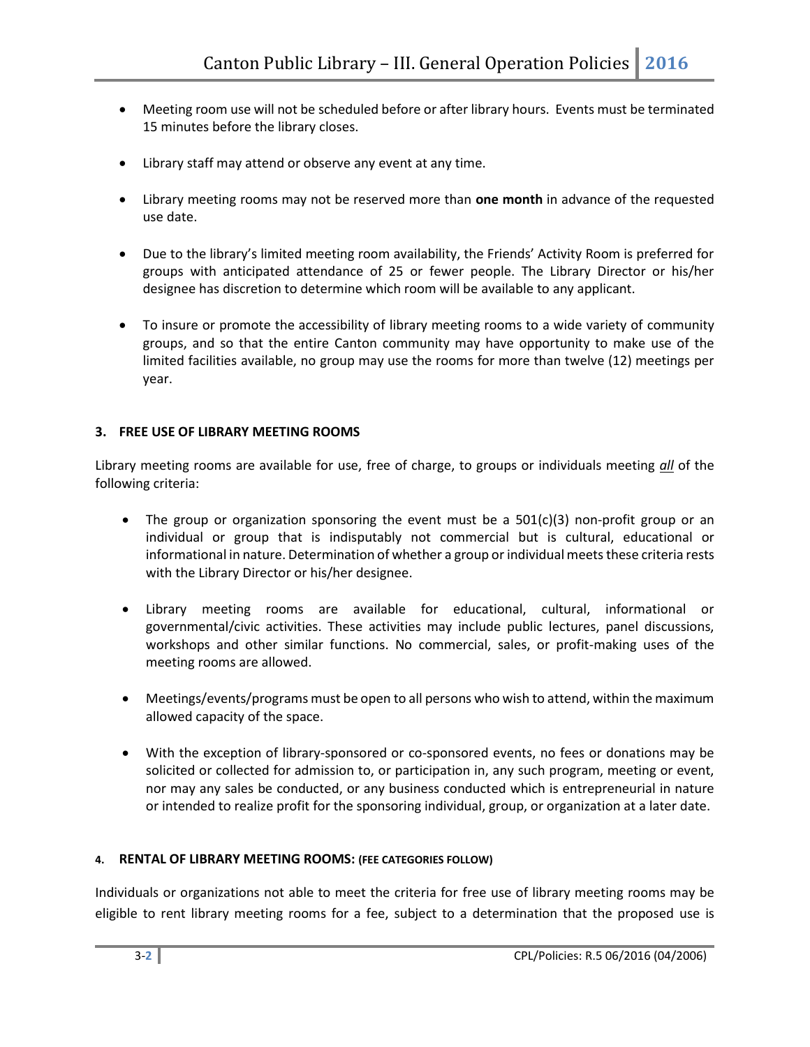- Meeting room use will not be scheduled before or after library hours. Events must be terminated 15 minutes before the library closes.

- Library staff may attend or observe any event at any time.

- Library meeting rooms may not be reserved more than **one month** in advance of the requested use date.

- Due to the library's limited meeting room availability, the Friends' Activity Room is preferred for groups with anticipated attendance of 25 or fewer people. The Library Director or his/her designee has discretion to determine which room will be available to any applicant.

- To insure or promote the accessibility of library meeting rooms to a wide variety of community groups, and so that the entire Canton community may have opportunity to make use of the limited facilities available, no group may use the rooms for more than twelve (12) meetings per year.

### 3. FREE USE OF LIBRARY MEETING ROOMS

Library meeting rooms are available for use, free of charge, to groups or individuals meeting <u>*all*</u> of the following criteria:

- The group or organization sponsoring the event must be a 501(c)(3) non-profit group or an individual or group that is indisputably not commercial but is cultural, educational or informational in nature. Determination of whether a group or individual meets these criteria rests with the Library Director or his/her designee.

- Library meeting rooms are available for educational, cultural, informational or governmental/civic activities. These activities may include public lectures, panel discussions, workshops and other similar functions. No commercial, sales, or profit-making uses of the meeting rooms are allowed.

- Meetings/events/programs must be open to all persons who wish to attend, within the maximum allowed capacity of the space.

- With the exception of library-sponsored or co-sponsored events, no fees or donations may be solicited or collected for admission to, or participation in, any such program, meeting or event, nor may any sales be conducted, or any business conducted which is entrepreneurial in nature or intended to realize profit for the sponsoring individual, group, or organization at a later date.

### 4. RENTAL OF LIBRARY MEETING ROOMS: (FEE CATEGORIES FOLLOW)

Individuals or organizations not able to meet the criteria for free use of library meeting rooms may be eligible to rent library meeting rooms for a fee, subject to a determination that the proposed use is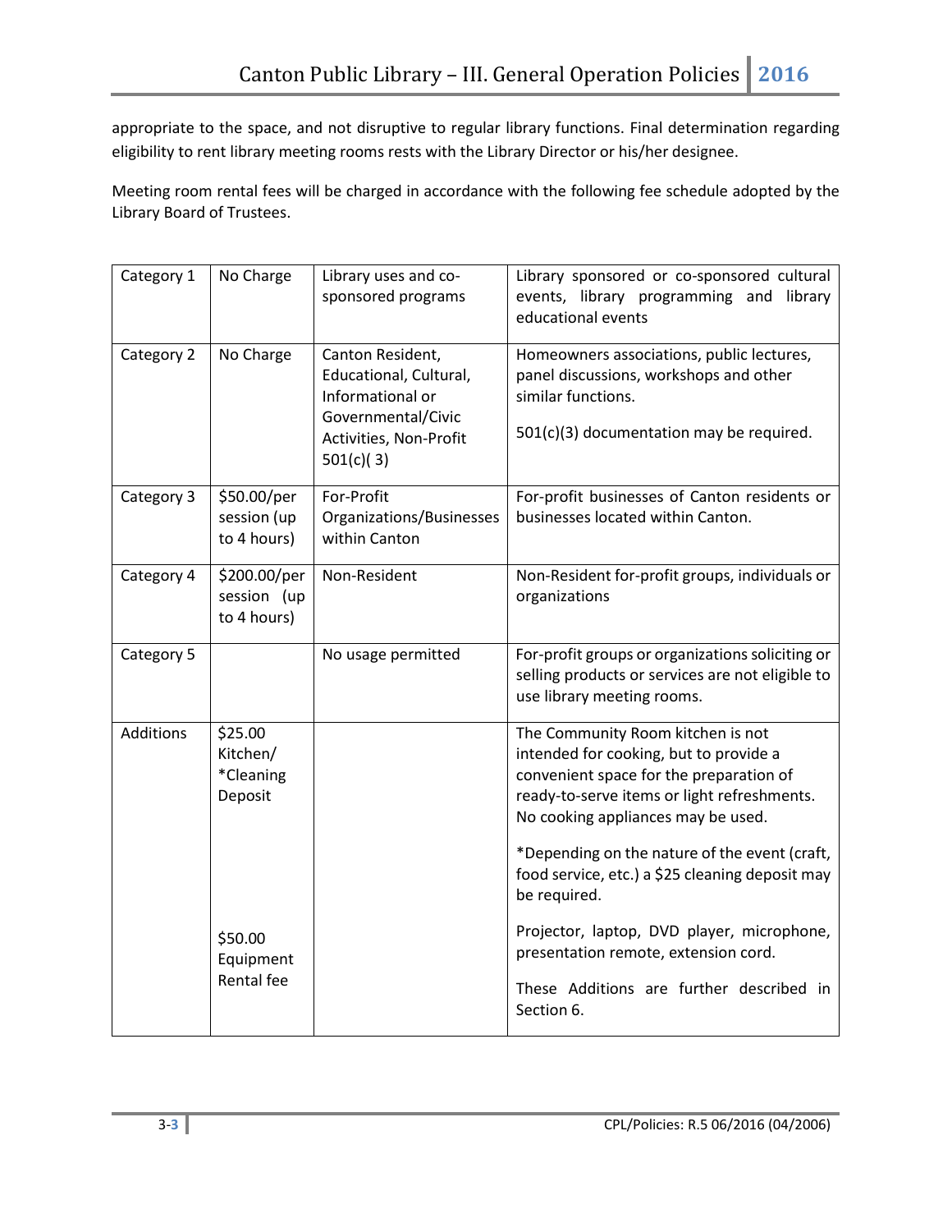appropriate to the space, and not disruptive to regular library functions. Final determination regarding eligibility to rent library meeting rooms rests with the Library Director or his/her designee.

Meeting room rental fees will be charged in accordance with the following fee schedule adopted by the Library Board of Trustees.

| Category 1 | No Charge | Library uses and co-sponsored programs | Library sponsored or co-sponsored cultural events, library programming and library educational events |
|---|---|---|---|
| Category 2 | No Charge | Canton Resident, Educational, Cultural, Informational or Governmental/Civic Activities, Non-Profit 501(c)( 3) | Homeowners associations, public lectures, panel discussions, workshops and other similar functions.<br><br>501(c)(3) documentation may be required. |
| Category 3 | $50.00/per session (up to 4 hours) | For-Profit Organizations/Businesses within Canton | For-profit businesses of Canton residents or businesses located within Canton. |
| Category 4 | $200.00/per session (up to 4 hours) | Non-Resident | Non-Resident for-profit groups, individuals or organizations |
| Category 5 | | No usage permitted | For-profit groups or organizations soliciting or selling products or services are not eligible to use library meeting rooms. |
| Additions | $25.00 Kitchen/ *Cleaning Deposit<br><br>$50.00 Equipment Rental fee | | The Community Room kitchen is not intended for cooking, but to provide a convenient space for the preparation of ready-to-serve items or light refreshments. No cooking appliances may be used.<br><br>*Depending on the nature of the event (craft, food service, etc.) a $25 cleaning deposit may be required.<br><br>Projector, laptop, DVD player, microphone, presentation remote, extension cord.<br><br>These Additions are further described in Section 6. |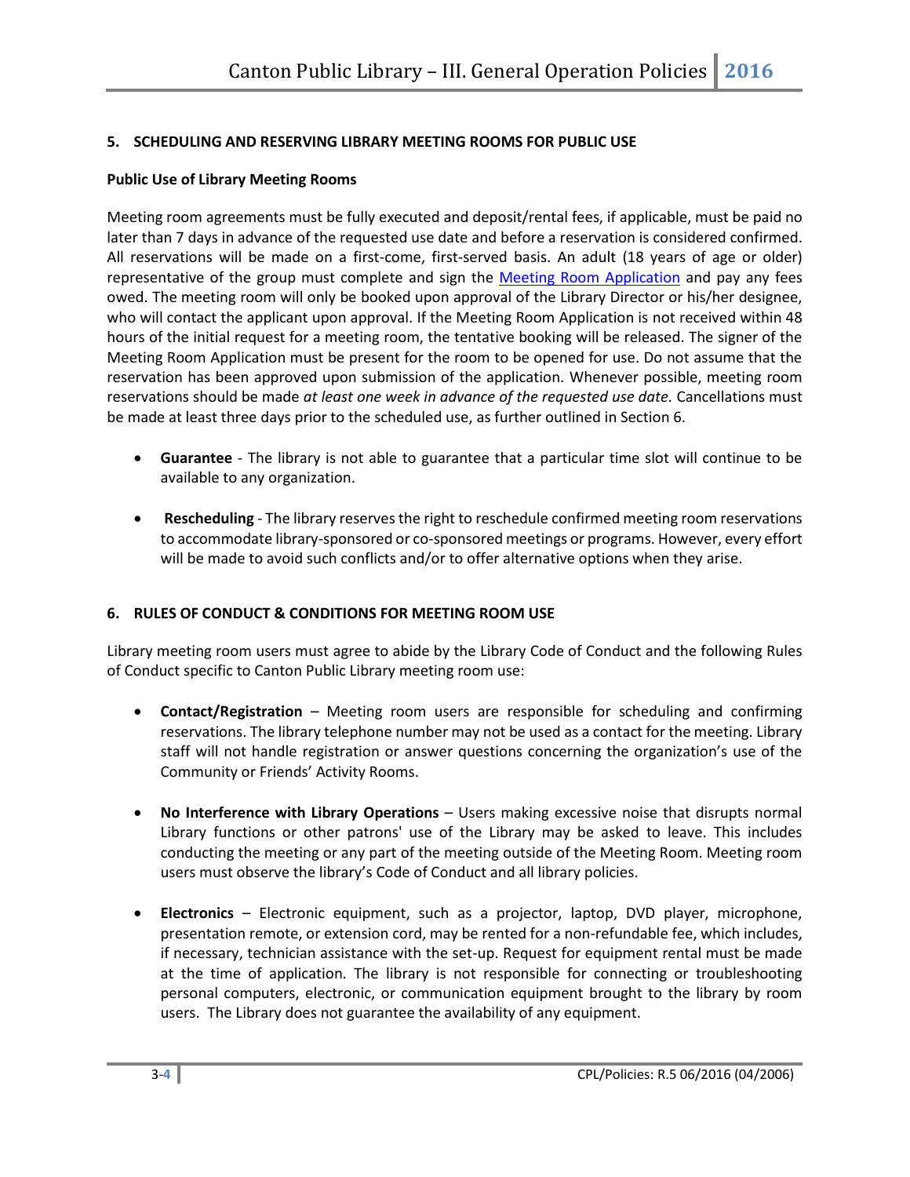### 5. SCHEDULING AND RESERVING LIBRARY MEETING ROOMS FOR PUBLIC USE

**Public Use of Library Meeting Rooms**

Meeting room agreements must be fully executed and deposit/rental fees, if applicable, must be paid no later than 7 days in advance of the requested use date and before a reservation is considered confirmed. All reservations will be made on a first-come, first-served basis. An adult (18 years of age or older) representative of the group must complete and sign the Meeting Room Application and pay any fees owed. The meeting room will only be booked upon approval of the Library Director or his/her designee, who will contact the applicant upon approval. If the Meeting Room Application is not received within 48 hours of the initial request for a meeting room, the tentative booking will be released. The signer of the Meeting Room Application must be present for the room to be opened for use. Do not assume that the reservation has been approved upon submission of the application. Whenever possible, meeting room reservations should be made *at least one week in advance of the requested use date.* Cancellations must be made at least three days prior to the scheduled use, as further outlined in Section 6.

- **Guarantee** - The library is not able to guarantee that a particular time slot will continue to be available to any organization.
- **Rescheduling** - The library reserves the right to reschedule confirmed meeting room reservations to accommodate library-sponsored or co-sponsored meetings or programs. However, every effort will be made to avoid such conflicts and/or to offer alternative options when they arise.

### 6. RULES OF CONDUCT & CONDITIONS FOR MEETING ROOM USE

Library meeting room users must agree to abide by the Library Code of Conduct and the following Rules of Conduct specific to Canton Public Library meeting room use:

- **Contact/Registration** – Meeting room users are responsible for scheduling and confirming reservations. The library telephone number may not be used as a contact for the meeting. Library staff will not handle registration or answer questions concerning the organization's use of the Community or Friends' Activity Rooms.
- **No Interference with Library Operations** – Users making excessive noise that disrupts normal Library functions or other patrons' use of the Library may be asked to leave. This includes conducting the meeting or any part of the meeting outside of the Meeting Room. Meeting room users must observe the library's Code of Conduct and all library policies.
- **Electronics** – Electronic equipment, such as a projector, laptop, DVD player, microphone, presentation remote, or extension cord, may be rented for a non-refundable fee, which includes, if necessary, technician assistance with the set-up. Request for equipment rental must be made at the time of application. The library is not responsible for connecting or troubleshooting personal computers, electronic, or communication equipment brought to the library by room users. The Library does not guarantee the availability of any equipment.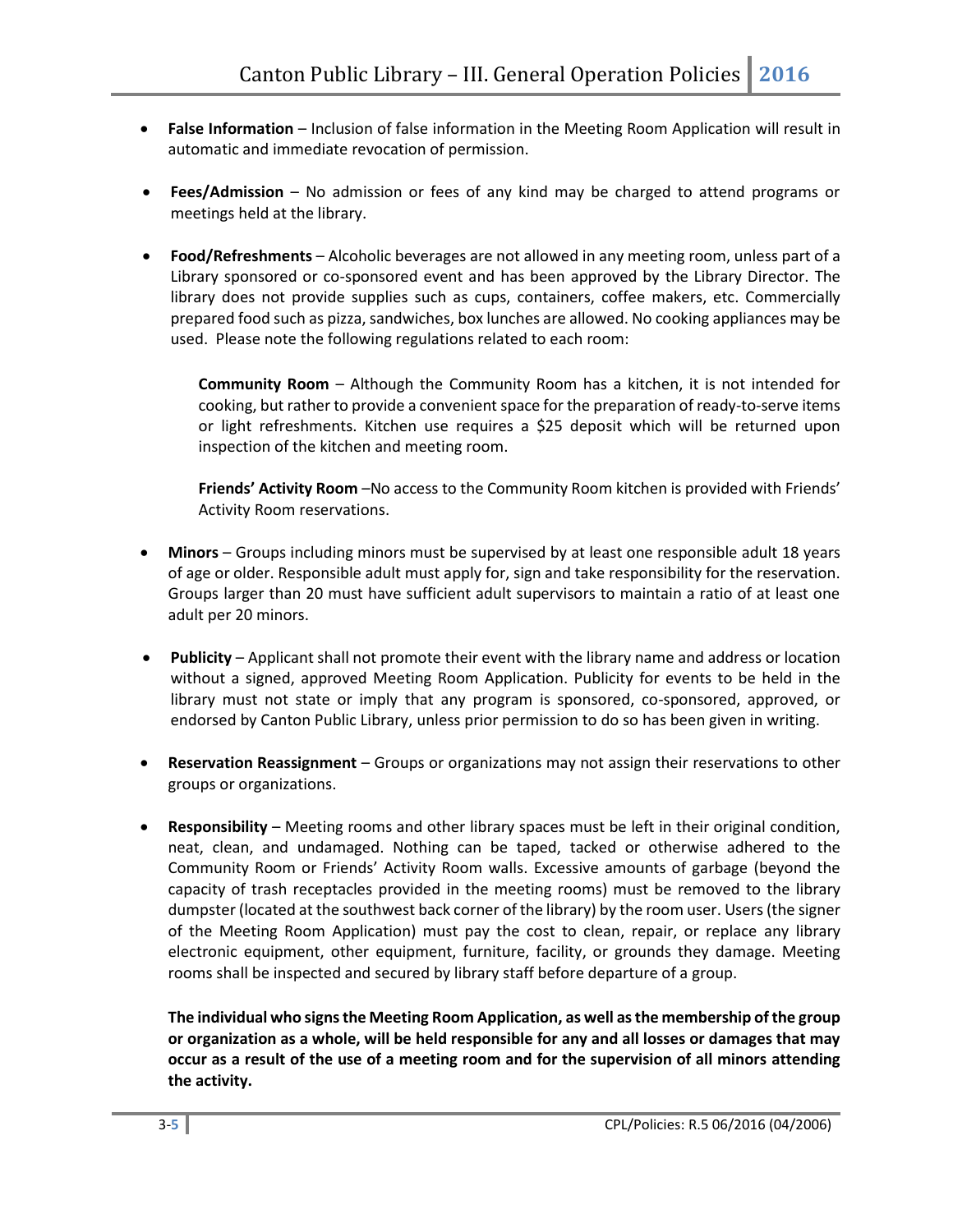- **False Information** – Inclusion of false information in the Meeting Room Application will result in automatic and immediate revocation of permission.

- **Fees/Admission** – No admission or fees of any kind may be charged to attend programs or meetings held at the library.

- **Food/Refreshments** – Alcoholic beverages are not allowed in any meeting room, unless part of a Library sponsored or co-sponsored event and has been approved by the Library Director. The library does not provide supplies such as cups, containers, coffee makers, etc. Commercially prepared food such as pizza, sandwiches, box lunches are allowed. No cooking appliances may be used. Please note the following regulations related to each room:

  **Community Room** – Although the Community Room has a kitchen, it is not intended for cooking, but rather to provide a convenient space for the preparation of ready-to-serve items or light refreshments. Kitchen use requires a $25 deposit which will be returned upon inspection of the kitchen and meeting room.

  **Friends' Activity Room** –No access to the Community Room kitchen is provided with Friends' Activity Room reservations.

- **Minors** – Groups including minors must be supervised by at least one responsible adult 18 years of age or older. Responsible adult must apply for, sign and take responsibility for the reservation. Groups larger than 20 must have sufficient adult supervisors to maintain a ratio of at least one adult per 20 minors.

- **Publicity** – Applicant shall not promote their event with the library name and address or location without a signed, approved Meeting Room Application. Publicity for events to be held in the library must not state or imply that any program is sponsored, co-sponsored, approved, or endorsed by Canton Public Library, unless prior permission to do so has been given in writing.

- **Reservation Reassignment** – Groups or organizations may not assign their reservations to other groups or organizations.

- **Responsibility** – Meeting rooms and other library spaces must be left in their original condition, neat, clean, and undamaged. Nothing can be taped, tacked or otherwise adhered to the Community Room or Friends' Activity Room walls. Excessive amounts of garbage (beyond the capacity of trash receptacles provided in the meeting rooms) must be removed to the library dumpster (located at the southwest back corner of the library) by the room user. Users (the signer of the Meeting Room Application) must pay the cost to clean, repair, or replace any library electronic equipment, other equipment, furniture, facility, or grounds they damage. Meeting rooms shall be inspected and secured by library staff before departure of a group.

  **The individual who signs the Meeting Room Application, as well as the membership of the group or organization as a whole, will be held responsible for any and all losses or damages that may occur as a result of the use of a meeting room and for the supervision of all minors attending the activity.**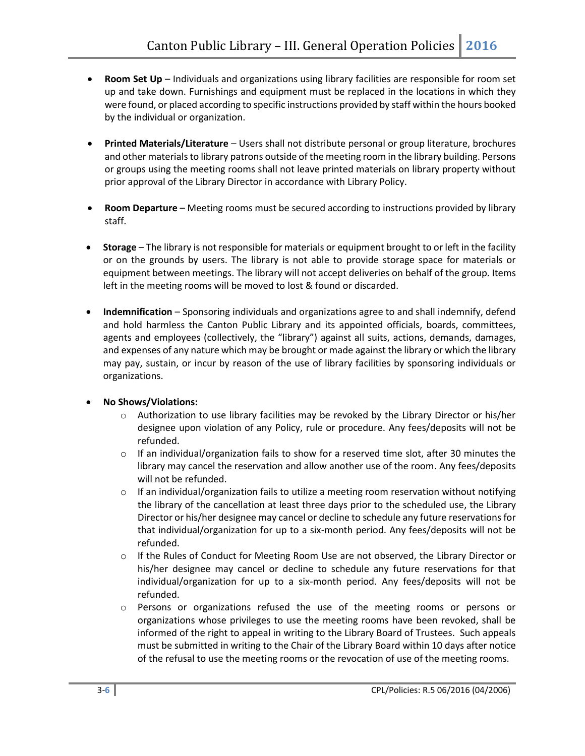- **Room Set Up** – Individuals and organizations using library facilities are responsible for room set up and take down. Furnishings and equipment must be replaced in the locations in which they were found, or placed according to specific instructions provided by staff within the hours booked by the individual or organization.

- **Printed Materials/Literature** – Users shall not distribute personal or group literature, brochures and other materials to library patrons outside of the meeting room in the library building. Persons or groups using the meeting rooms shall not leave printed materials on library property without prior approval of the Library Director in accordance with Library Policy.

- **Room Departure** – Meeting rooms must be secured according to instructions provided by library staff.

- **Storage** – The library is not responsible for materials or equipment brought to or left in the facility or on the grounds by users. The library is not able to provide storage space for materials or equipment between meetings. The library will not accept deliveries on behalf of the group. Items left in the meeting rooms will be moved to lost & found or discarded.

- **Indemnification** – Sponsoring individuals and organizations agree to and shall indemnify, defend and hold harmless the Canton Public Library and its appointed officials, boards, committees, agents and employees (collectively, the "library") against all suits, actions, demands, damages, and expenses of any nature which may be brought or made against the library or which the library may pay, sustain, or incur by reason of the use of library facilities by sponsoring individuals or organizations.

- **No Shows/Violations:**
  - Authorization to use library facilities may be revoked by the Library Director or his/her designee upon violation of any Policy, rule or procedure. Any fees/deposits will not be refunded.
  - If an individual/organization fails to show for a reserved time slot, after 30 minutes the library may cancel the reservation and allow another use of the room. Any fees/deposits will not be refunded.
  - If an individual/organization fails to utilize a meeting room reservation without notifying the library of the cancellation at least three days prior to the scheduled use, the Library Director or his/her designee may cancel or decline to schedule any future reservations for that individual/organization for up to a six-month period. Any fees/deposits will not be refunded.
  - If the Rules of Conduct for Meeting Room Use are not observed, the Library Director or his/her designee may cancel or decline to schedule any future reservations for that individual/organization for up to a six-month period. Any fees/deposits will not be refunded.
  - Persons or organizations refused the use of the meeting rooms or persons or organizations whose privileges to use the meeting rooms have been revoked, shall be informed of the right to appeal in writing to the Library Board of Trustees. Such appeals must be submitted in writing to the Chair of the Library Board within 10 days after notice of the refusal to use the meeting rooms or the revocation of use of the meeting rooms.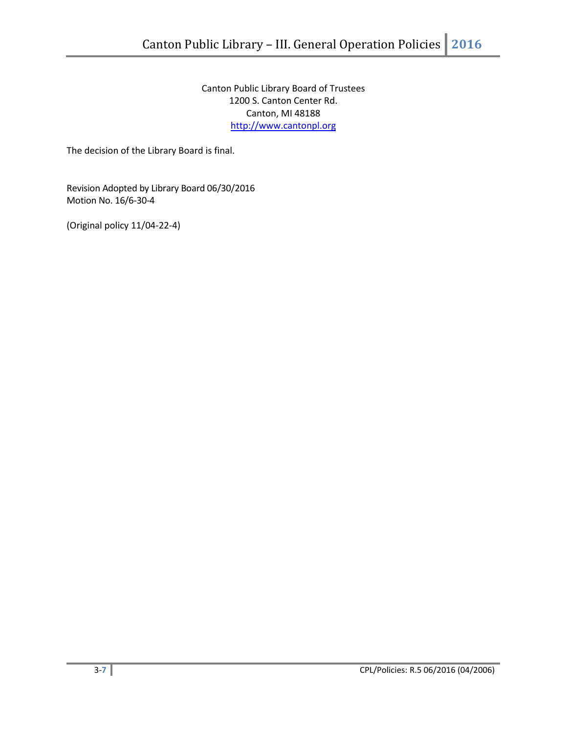Canton Public Library Board of Trustees
1200 S. Canton Center Rd.
Canton, MI 48188
http://www.cantonpl.org

The decision of the Library Board is final.

Revision Adopted by Library Board 06/30/2016
Motion No. 16/6-30-4

(Original policy 11/04-22-4)